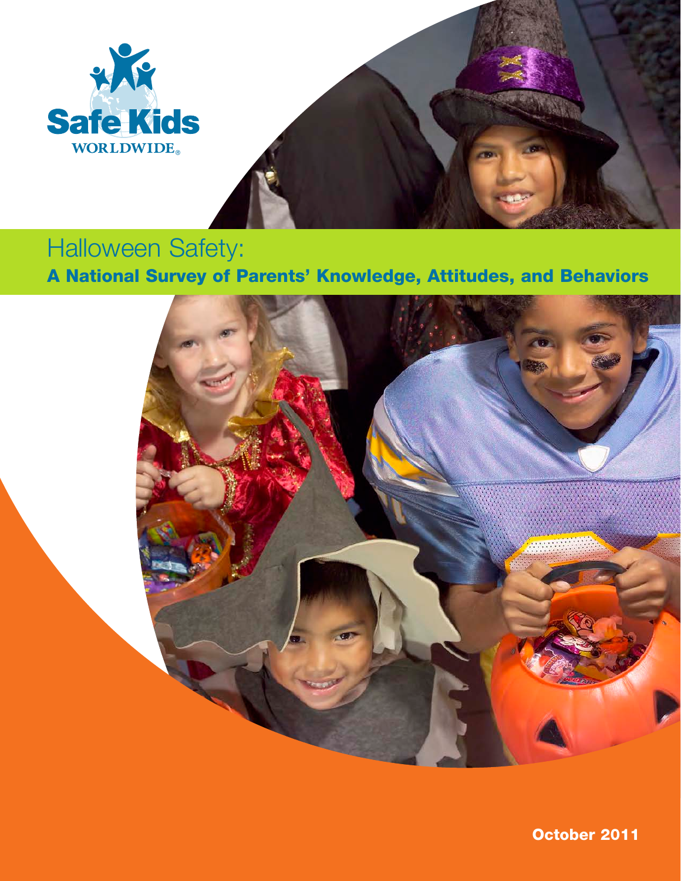Safe Kids WORLDWIDE®

# Halloween Safety:

## A National Survey of Parents' Knowledge, Attitudes, and Behaviors

October 2011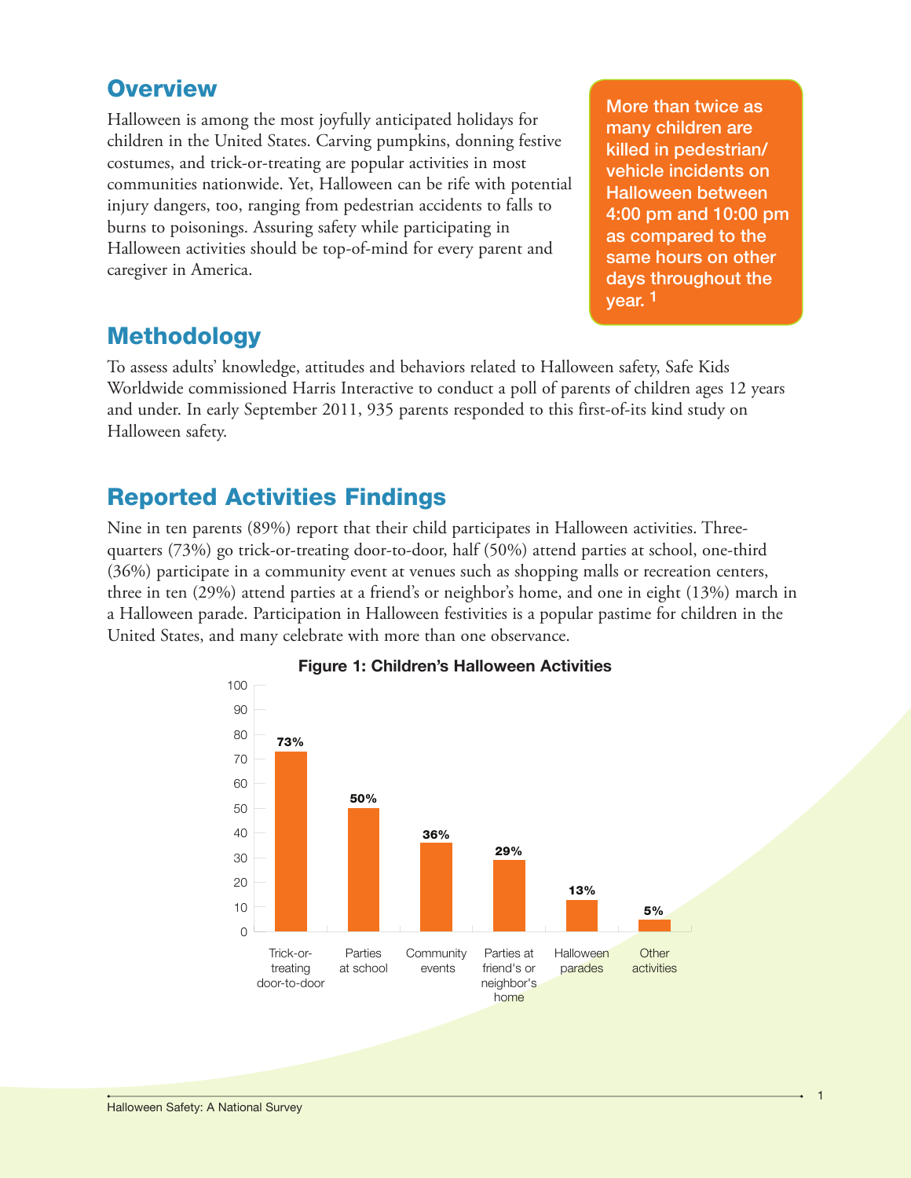## Overview

Halloween is among the most joyfully anticipated holidays for children in the United States. Carving pumpkins, donning festive costumes, and trick-or-treating are popular activities in most communities nationwide. Yet, Halloween can be rife with potential injury dangers, too, ranging from pedestrian accidents to falls to burns to poisonings. Assuring safety while participating in Halloween activities should be top-of-mind for every parent and caregiver in America.

**More than twice as many children are killed in pedestrian/ vehicle incidents on Halloween between 4:00 pm and 10:00 pm as compared to the same hours on other days throughout the year.** [1]

## Methodology

To assess adults' knowledge, attitudes and behaviors related to Halloween safety, Safe Kids Worldwide commissioned Harris Interactive to conduct a poll of parents of children ages 12 years and under. In early September 2011, 935 parents responded to this first-of-its kind study on Halloween safety.

## Reported Activities Findings

Nine in ten parents (89%) report that their child participates in Halloween activities. Three-quarters (73%) go trick-or-treating door-to-door, half (50%) attend parties at school, one-third (36%) participate in a community event at venues such as shopping malls or recreation centers, three in ten (29%) attend parties at a friend's or neighbor's home, and one in eight (13%) march in a Halloween parade. Participation in Halloween festivities is a popular pastime for children in the United States, and many celebrate with more than one observance.

**Figure 1: Children's Halloween Activities**

| Activity | Percent |
|---|---|
| Trick-or-treating door-to-door | 73% |
| Parties at school | 50% |
| Community events | 36% |
| Parties at friend's or neighbor's home | 29% |
| Halloween parades | 13% |
| Other activities | 5% |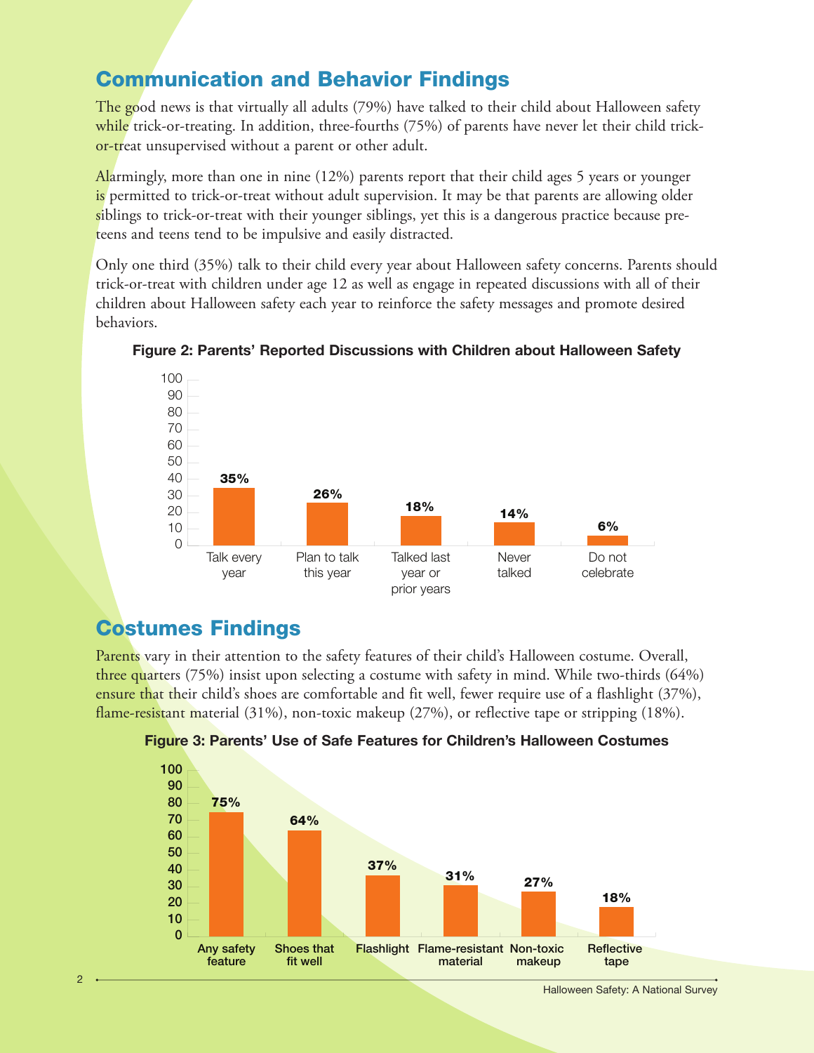## Communication and Behavior Findings

The good news is that virtually all adults (79%) have talked to their child about Halloween safety while trick-or-treating. In addition, three-fourths (75%) of parents have never let their child trick-or-treat unsupervised without a parent or other adult.

Alarmingly, more than one in nine (12%) parents report that their child ages 5 years or younger is permitted to trick-or-treat without adult supervision. It may be that parents are allowing older siblings to trick-or-treat with their younger siblings, yet this is a dangerous practice because pre-teens and teens tend to be impulsive and easily distracted.

Only one third (35%) talk to their child every year about Halloween safety concerns. Parents should trick-or-treat with children under age 12 as well as engage in repeated discussions with all of their children about Halloween safety each year to reinforce the safety messages and promote desired behaviors.

**Figure 2: Parents' Reported Discussions with Children about Halloween Safety**

| Talk every year | Plan to talk this year | Talked last year or prior years | Never talked | Do not celebrate |
|---|---|---|---|---|
| 35% | 26% | 18% | 14% | 6% |

## Costumes Findings

Parents vary in their attention to the safety features of their child's Halloween costume. Overall, three quarters (75%) insist upon selecting a costume with safety in mind. While two-thirds (64%) ensure that their child's shoes are comfortable and fit well, fewer require use of a flashlight (37%), flame-resistant material (31%), non-toxic makeup (27%), or reflective tape or stripping (18%).

**Figure 3: Parents' Use of Safe Features for Children's Halloween Costumes**

| Any safety feature | Shoes that fit well | Flashlight | Flame-resistant material | Non-toxic makeup | Reflective tape |
|---|---|---|---|---|---|
| 75% | 64% | 37% | 31% | 27% | 18% |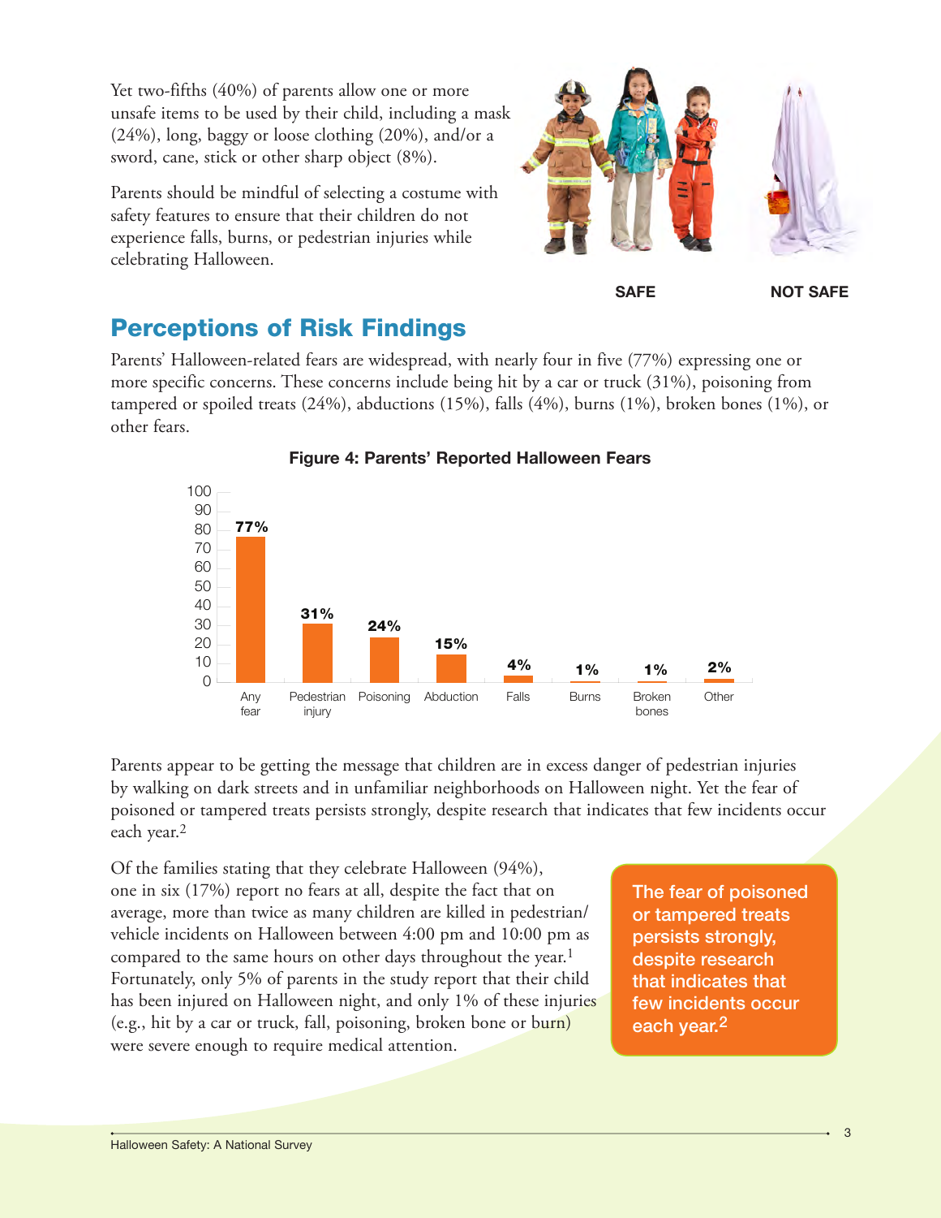Yet two-fifths (40%) of parents allow one or more unsafe items to be used by their child, including a mask (24%), long, baggy or loose clothing (20%), and/or a sword, cane, stick or other sharp object (8%).

Parents should be mindful of selecting a costume with safety features to ensure that their children do not experience falls, burns, or pedestrian injuries while celebrating Halloween.

SAFE NOT SAFE

## Perceptions of Risk Findings

Parents' Halloween-related fears are widespread, with nearly four in five (77%) expressing one or more specific concerns. These concerns include being hit by a car or truck (31%), poisoning from tampered or spoiled treats (24%), abductions (15%), falls (4%), burns (1%), broken bones (1%), or other fears.

**Figure 4: Parents' Reported Halloween Fears**

| Fear | Percent |
| --- | --- |
| Any fear | 77% |
| Pedestrian injury | 31% |
| Poisoning | 24% |
| Abduction | 15% |
| Falls | 4% |
| Burns | 1% |
| Broken bones | 1% |
| Other | 2% |

Parents appear to be getting the message that children are in excess danger of pedestrian injuries by walking on dark streets and in unfamiliar neighborhoods on Halloween night. Yet the fear of poisoned or tampered treats persists strongly, despite research that indicates that few incidents occur each year.[2]

Of the families stating that they celebrate Halloween (94%), one in six (17%) report no fears at all, despite the fact that on average, more than twice as many children are killed in pedestrian/vehicle incidents on Halloween between 4:00 pm and 10:00 pm as compared to the same hours on other days throughout the year.[1] Fortunately, only 5% of parents in the study report that their child has been injured on Halloween night, and only 1% of these injuries (e.g., hit by a car or truck, fall, poisoning, broken bone or burn) were severe enough to require medical attention.

> **The fear of poisoned or tampered treats persists strongly, despite research that indicates that few incidents occur each year.[2]**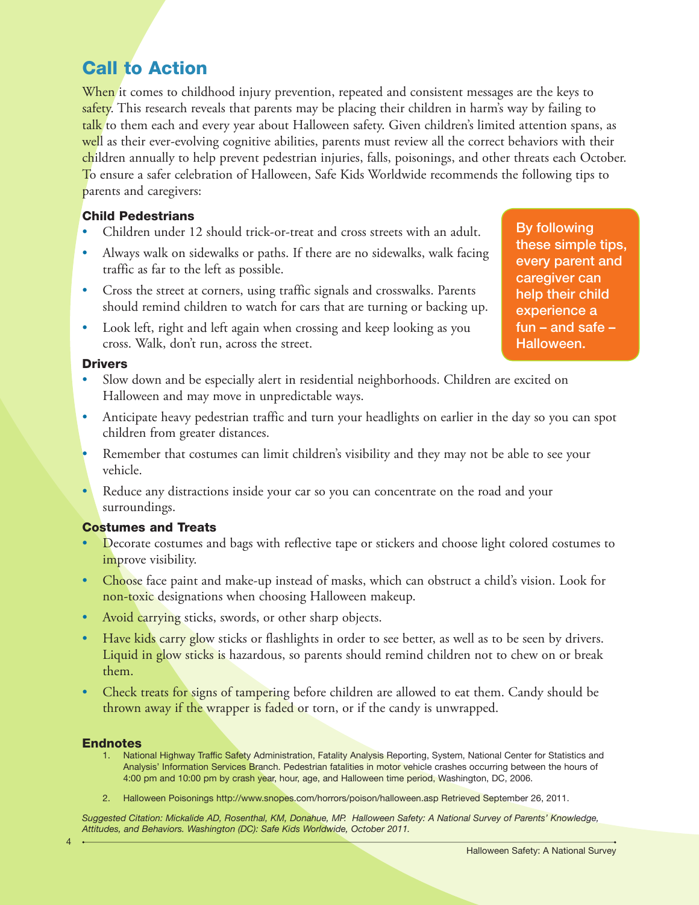## Call to Action

When it comes to childhood injury prevention, repeated and consistent messages are the keys to safety. This research reveals that parents may be placing their children in harm's way by failing to talk to them each and every year about Halloween safety. Given children's limited attention spans, as well as their ever-evolving cognitive abilities, parents must review all the correct behaviors with their children annually to help prevent pedestrian injuries, falls, poisonings, and other threats each October. To ensure a safer celebration of Halloween, Safe Kids Worldwide recommends the following tips to parents and caregivers:

**By following these simple tips, every parent and caregiver can help their child experience a fun – and safe – Halloween.**

### Child Pedestrians

- Children under 12 should trick-or-treat and cross streets with an adult.
- Always walk on sidewalks or paths. If there are no sidewalks, walk facing traffic as far to the left as possible.
- Cross the street at corners, using traffic signals and crosswalks. Parents should remind children to watch for cars that are turning or backing up.
- Look left, right and left again when crossing and keep looking as you cross. Walk, don't run, across the street.

### Drivers

- Slow down and be especially alert in residential neighborhoods. Children are excited on Halloween and may move in unpredictable ways.
- Anticipate heavy pedestrian traffic and turn your headlights on earlier in the day so you can spot children from greater distances.
- Remember that costumes can limit children's visibility and they may not be able to see your vehicle.
- Reduce any distractions inside your car so you can concentrate on the road and your surroundings.

### Costumes and Treats

- Decorate costumes and bags with reflective tape or stickers and choose light colored costumes to improve visibility.
- Choose face paint and make-up instead of masks, which can obstruct a child's vision. Look for non-toxic designations when choosing Halloween makeup.
- Avoid carrying sticks, swords, or other sharp objects.
- Have kids carry glow sticks or flashlights in order to see better, as well as to be seen by drivers. Liquid in glow sticks is hazardous, so parents should remind children not to chew on or break them.
- Check treats for signs of tampering before children are allowed to eat them. Candy should be thrown away if the wrapper is faded or torn, or if the candy is unwrapped.

### Endnotes

1. National Highway Traffic Safety Administration, Fatality Analysis Reporting, System, National Center for Statistics and Analysis' Information Services Branch. Pedestrian fatalities in motor vehicle crashes occurring between the hours of 4:00 pm and 10:00 pm by crash year, hour, age, and Halloween time period, Washington, DC, 2006.
2. Halloween Poisonings http://www.snopes.com/horrors/poison/halloween.asp Retrieved September 26, 2011.

*Suggested Citation: Mickalide AD, Rosenthal, KM, Donahue, MP. Halloween Safety: A National Survey of Parents' Knowledge, Attitudes, and Behaviors. Washington (DC): Safe Kids Worldwide, October 2011.*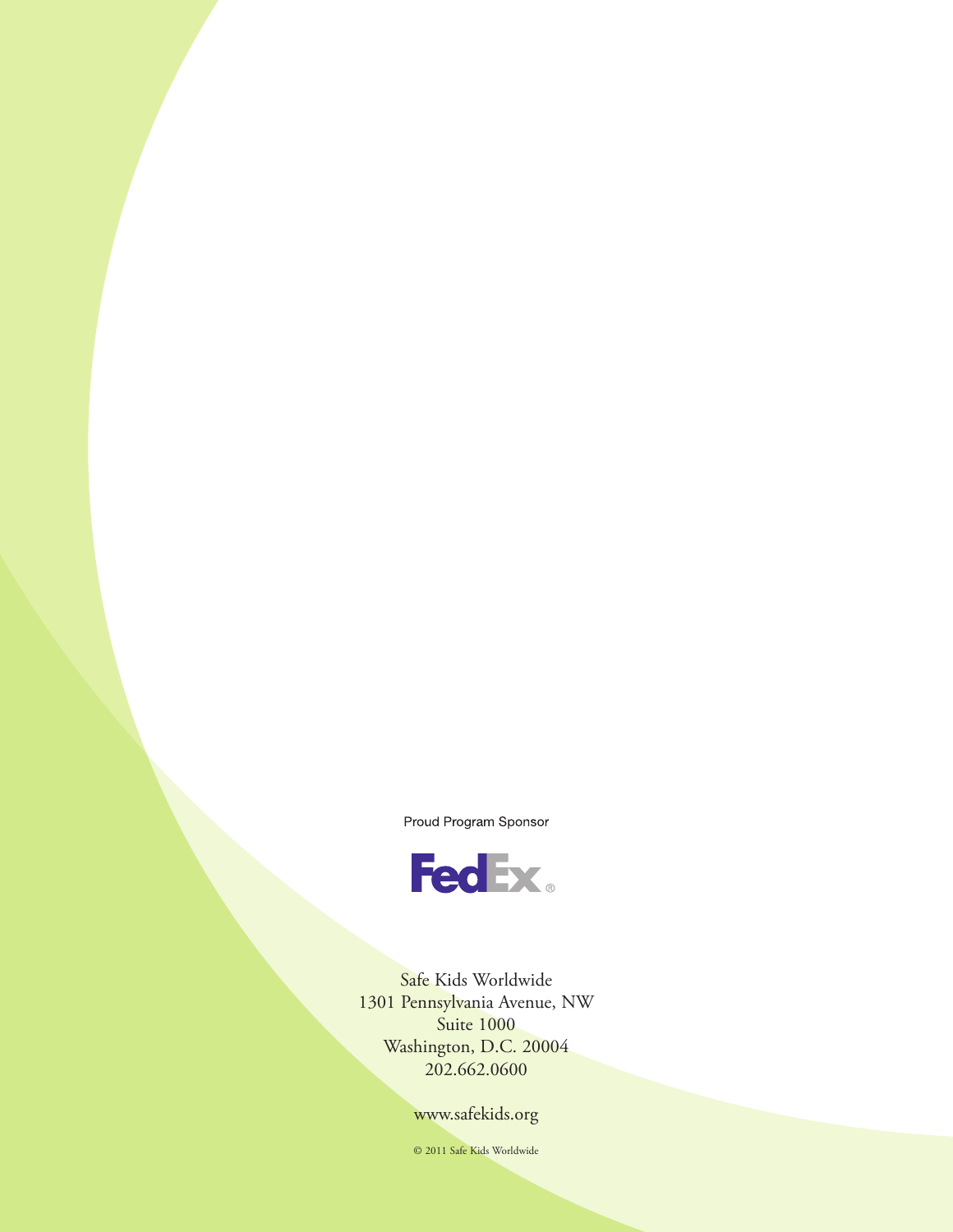Proud Program Sponsor

FedEx®

Safe Kids Worldwide
1301 Pennsylvania Avenue, NW
Suite 1000
Washington, D.C. 20004
202.662.0600

www.safekids.org

© 2011 Safe Kids Worldwide